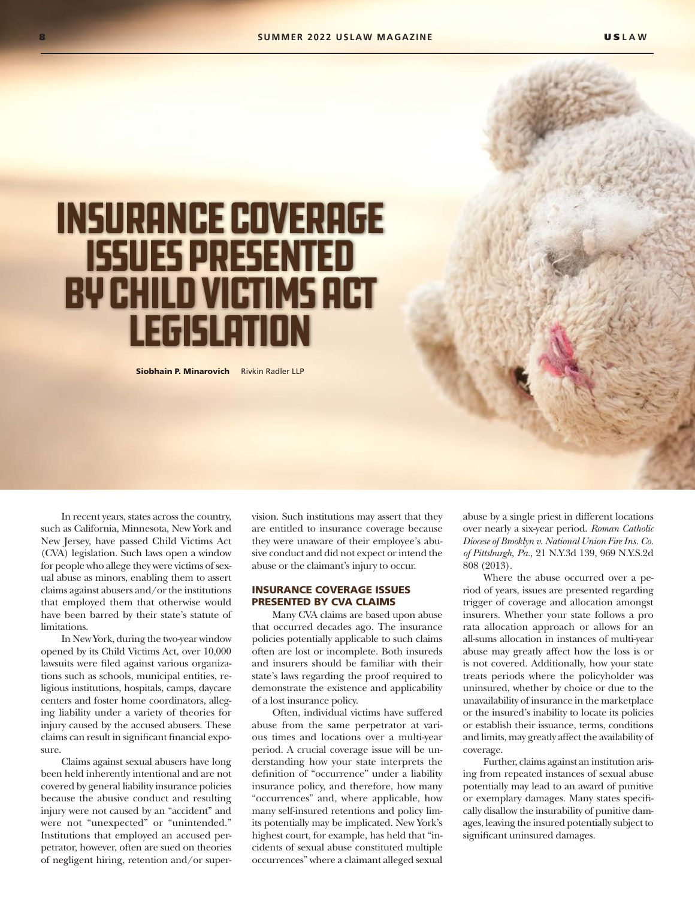# Insurance Coverage Issues Presented by Child Victims Act Legislation

**Siobhain P. Minarovich** Rivkin Radler LLP

In recent years, states across the country, such as California, Minnesota, New York and New Jersey, have passed Child Victims Act (CVA) legislation. Such laws open a window for people who allege they were victims of sexual abuse as minors, enabling them to assert claims against abusers and/or the institutions that employed them that otherwise would have been barred by their state's statute of limitations.

In New York, during the two-year window opened by its Child Victims Act, over 10,000 lawsuits were filed against various organizations such as schools, municipal entities, religious institutions, hospitals, camps, daycare centers and foster home coordinators, alleging liability under a variety of theories for injury caused by the accused abusers. These claims can result in significant financial exposure.

Claims against sexual abusers have long been held inherently intentional and are not covered by general liability insurance policies because the abusive conduct and resulting injury were not caused by an "accident" and were not "unexpected" or "unintended." Institutions that employed an accused perpetrator, however, often are sued on theories of negligent hiring, retention and/or supervision. Such institutions may assert that they are entitled to insurance coverage because they were unaware of their employee's abusive conduct and did not expect or intend the abuse or the claimant's injury to occur.

## INSURANCE COVERAGE ISSUES PRESENTED BY CVA CLAIMS

Many CVA claims are based upon abuse that occurred decades ago. The insurance policies potentially applicable to such claims often are lost or incomplete. Both insureds and insurers should be familiar with their state's laws regarding the proof required to demonstrate the existence and applicability of a lost insurance policy.

Often, individual victims have suffered abuse from the same perpetrator at various times and locations over a multi-year period. A crucial coverage issue will be understanding how your state interprets the definition of "occurrence" under a liability insurance policy, and therefore, how many "occurrences" and, where applicable, how many self-insured retentions and policy limits potentially may be implicated. New York's highest court, for example, has held that "incidents of sexual abuse constituted multiple occurrences" where a claimant alleged sexual abuse by a single priest in different locations over nearly a six-year period. *Roman Catholic Diocese of Brooklyn v. National Union Fire Ins. Co. of Pittsburgh, Pa.*, 21 N.Y.3d 139, 969 N.Y.S.2d 808 (2013).

Where the abuse occurred over a period of years, issues are presented regarding trigger of coverage and allocation amongst insurers. Whether your state follows a pro rata allocation approach or allows for an all-sums allocation in instances of multi-year abuse may greatly affect how the loss is or is not covered. Additionally, how your state treats periods where the policyholder was uninsured, whether by choice or due to the unavailability of insurance in the marketplace or the insured's inability to locate its policies or establish their issuance, terms, conditions and limits, may greatly affect the availability of coverage.

Further, claims against an institution arising from repeated instances of sexual abuse potentially may lead to an award of punitive or exemplary damages. Many states specifically disallow the insurability of punitive damages, leaving the insured potentially subject to significant uninsured damages.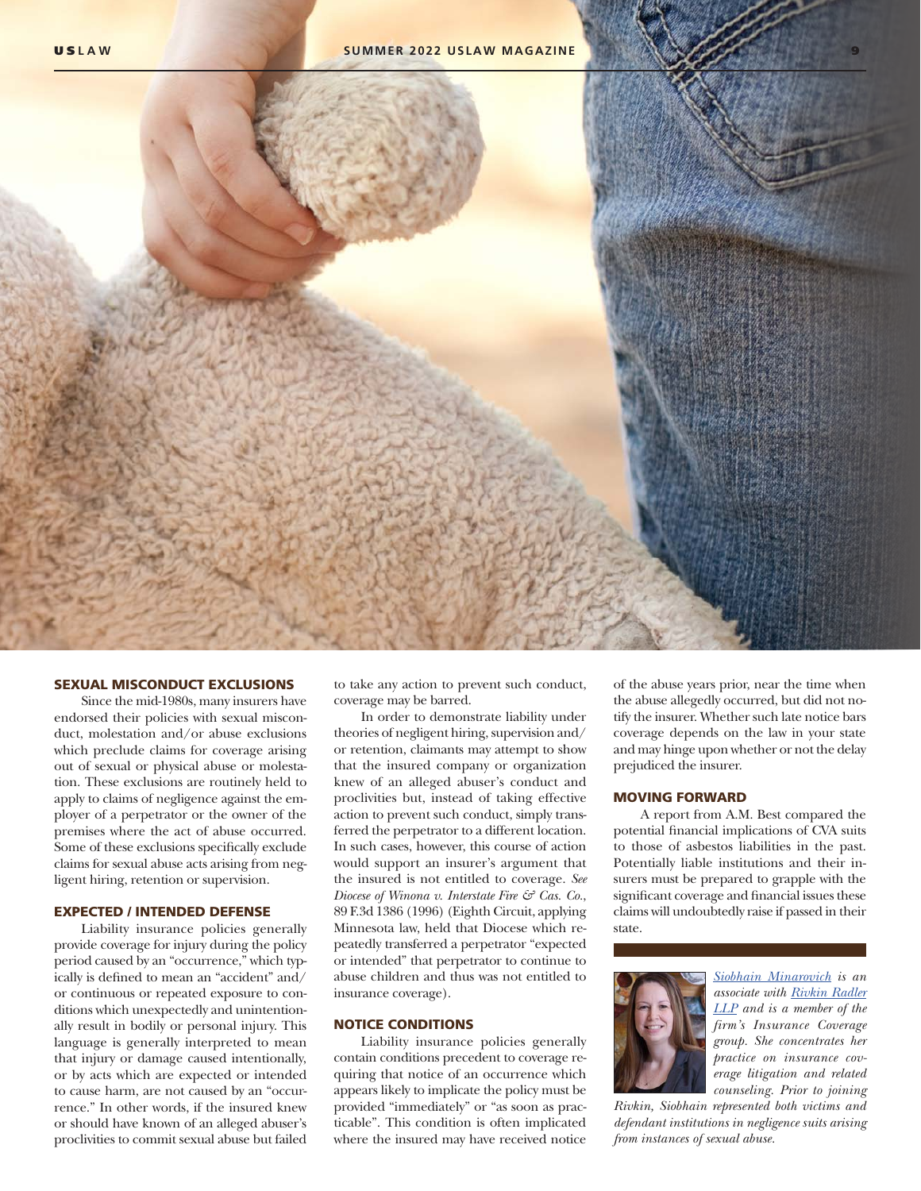## SEXUAL MISCONDUCT EXCLUSIONS

Since the mid-1980s, many insurers have endorsed their policies with sexual misconduct, molestation and/or abuse exclusions which preclude claims for coverage arising out of sexual or physical abuse or molestation. These exclusions are routinely held to apply to claims of negligence against the employer of a perpetrator or the owner of the premises where the act of abuse occurred. Some of these exclusions specifically exclude claims for sexual abuse acts arising from negligent hiring, retention or supervision.

## EXPECTED / INTENDED DEFENSE

Liability insurance policies generally provide coverage for injury during the policy period caused by an "occurrence," which typically is defined to mean an "accident" and/or continuous or repeated exposure to conditions which unexpectedly and unintentionally result in bodily or personal injury. This language is generally interpreted to mean that injury or damage caused intentionally, or by acts which are expected or intended to cause harm, are not caused by an "occurrence." In other words, if the insured knew or should have known of an alleged abuser's proclivities to commit sexual abuse but failed to take any action to prevent such conduct, coverage may be barred.

In order to demonstrate liability under theories of negligent hiring, supervision and/or retention, claimants may attempt to show that the insured company or organization knew of an alleged abuser's conduct and proclivities but, instead of taking effective action to prevent such conduct, simply transferred the perpetrator to a different location. In such cases, however, this course of action would support an insurer's argument that the insured is not entitled to coverage. *See Diocese of Winona v. Interstate Fire & Cas. Co.*, 89 F.3d 1386 (1996) (Eighth Circuit, applying Minnesota law, held that Diocese which repeatedly transferred a perpetrator "expected or intended" that perpetrator to continue to abuse children and thus was not entitled to insurance coverage).

## NOTICE CONDITIONS

Liability insurance policies generally contain conditions precedent to coverage requiring that notice of an occurrence which appears likely to implicate the policy must be provided "immediately" or "as soon as practicable". This condition is often implicated where the insured may have received notice of the abuse years prior, near the time when the abuse allegedly occurred, but did not notify the insurer. Whether such late notice bars coverage depends on the law in your state and may hinge upon whether or not the delay prejudiced the insurer.

## MOVING FORWARD

A report from A.M. Best compared the potential financial implications of CVA suits to those of asbestos liabilities in the past. Potentially liable institutions and their insurers must be prepared to grapple with the significant coverage and financial issues these claims will undoubtedly raise if passed in their state.

*[Siobhain Minarovich](#) is an associate with [Rivkin Radler LLP](#) and is a member of the firm's Insurance Coverage group. She concentrates her practice on insurance coverage litigation and related counseling. Prior to joining Rivkin, Siobhain represented both victims and defendant institutions in negligence suits arising from instances of sexual abuse.*